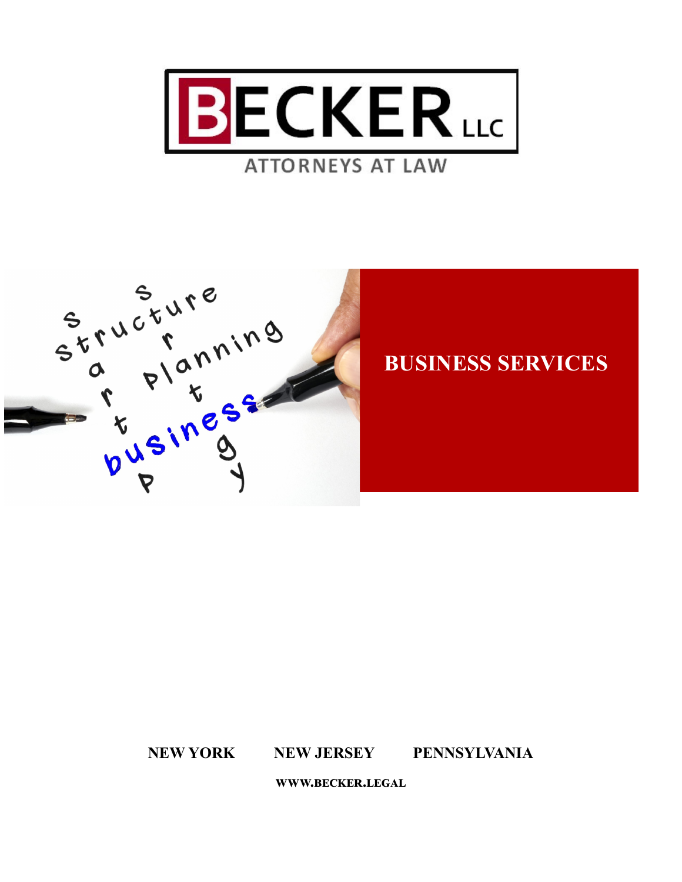BECKER LLC

ATTORNEYS AT LAW

# BUSINESS SERVICES

**NEW YORK NEW JERSEY PENNSYLVANIA**

**WWW.BECKER.LEGAL**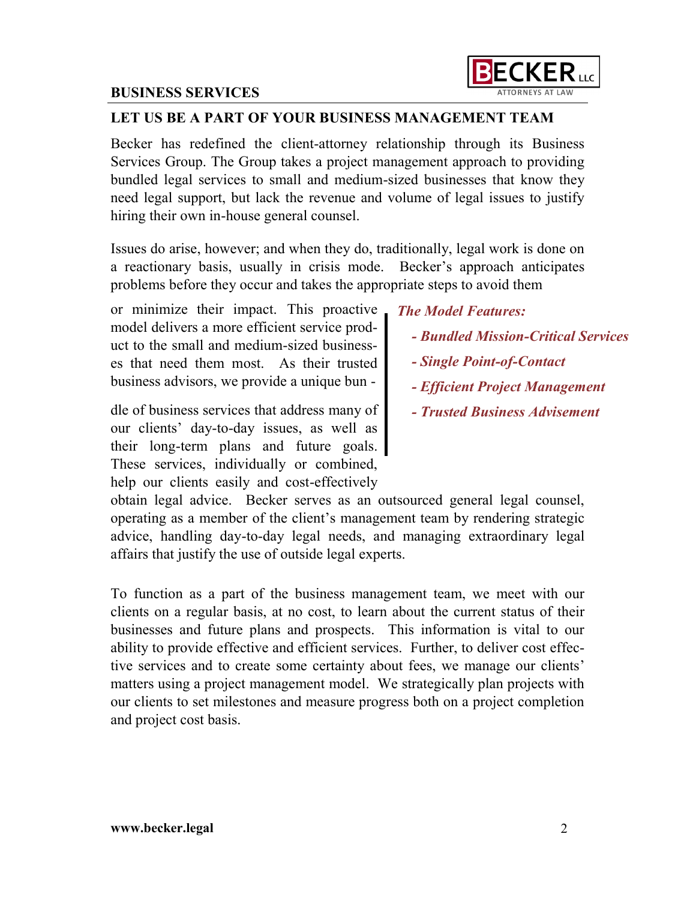## BUSINESS SERVICES

### LET US BE A PART OF YOUR BUSINESS MANAGEMENT TEAM

Becker has redefined the client-attorney relationship through its Business Services Group. The Group takes a project management approach to providing bundled legal services to small and medium-sized businesses that know they need legal support, but lack the revenue and volume of legal issues to justify hiring their own in-house general counsel.

Issues do arise, however; and when they do, traditionally, legal work is done on a reactionary basis, usually in crisis mode. Becker's approach anticipates problems before they occur and takes the appropriate steps to avoid them or minimize their impact. This proactive model delivers a more efficient service product to the small and medium-sized businesses that need them most. As their trusted business advisors, we provide a unique bundle of business services that address many of our clients' day-to-day issues, as well as their long-term plans and future goals. These services, individually or combined, help our clients easily and cost-effectively obtain legal advice. Becker serves as an outsourced general legal counsel, operating as a member of the client's management team by rendering strategic advice, handling day-to-day legal needs, and managing extraordinary legal affairs that justify the use of outside legal experts.

***The Model Features:***

- ***Bundled Mission-Critical Services***
- ***Single Point-of-Contact***
- ***Efficient Project Management***
- ***Trusted Business Advisement***

To function as a part of the business management team, we meet with our clients on a regular basis, at no cost, to learn about the current status of their businesses and future plans and prospects. This information is vital to our ability to provide effective and efficient services. Further, to deliver cost effective services and to create some certainty about fees, we manage our clients' matters using a project management model. We strategically plan projects with our clients to set milestones and measure progress both on a project completion and project cost basis.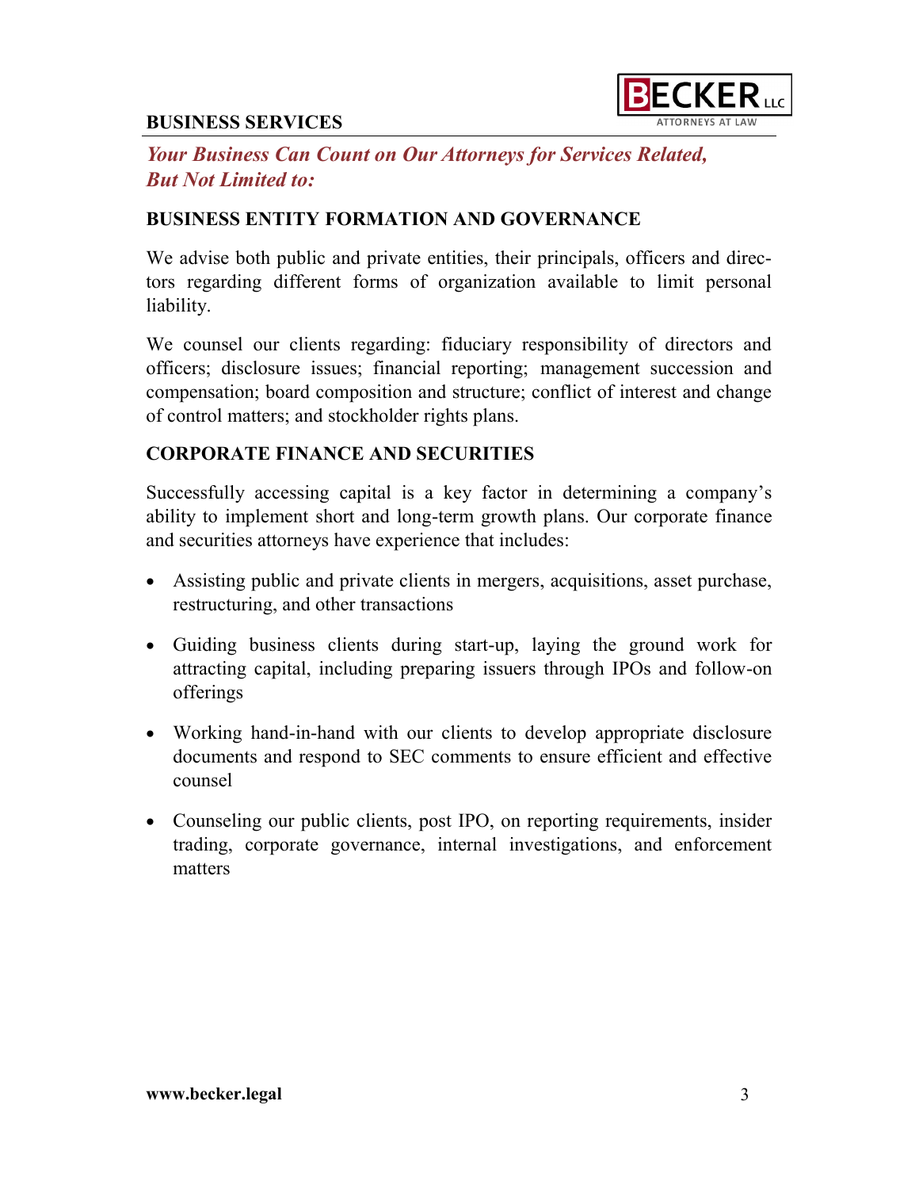## BUSINESS SERVICES

***Your Business Can Count on Our Attorneys for Services Related, But Not Limited to:***

### BUSINESS ENTITY FORMATION AND GOVERNANCE

We advise both public and private entities, their principals, officers and directors regarding different forms of organization available to limit personal liability.

We counsel our clients regarding: fiduciary responsibility of directors and officers; disclosure issues; financial reporting; management succession and compensation; board composition and structure; conflict of interest and change of control matters; and stockholder rights plans.

### CORPORATE FINANCE AND SECURITIES

Successfully accessing capital is a key factor in determining a company's ability to implement short and long-term growth plans. Our corporate finance and securities attorneys have experience that includes:

- Assisting public and private clients in mergers, acquisitions, asset purchase, restructuring, and other transactions
- Guiding business clients during start-up, laying the ground work for attracting capital, including preparing issuers through IPOs and follow-on offerings
- Working hand-in-hand with our clients to develop appropriate disclosure documents and respond to SEC comments to ensure efficient and effective counsel
- Counseling our public clients, post IPO, on reporting requirements, insider trading, corporate governance, internal investigations, and enforcement matters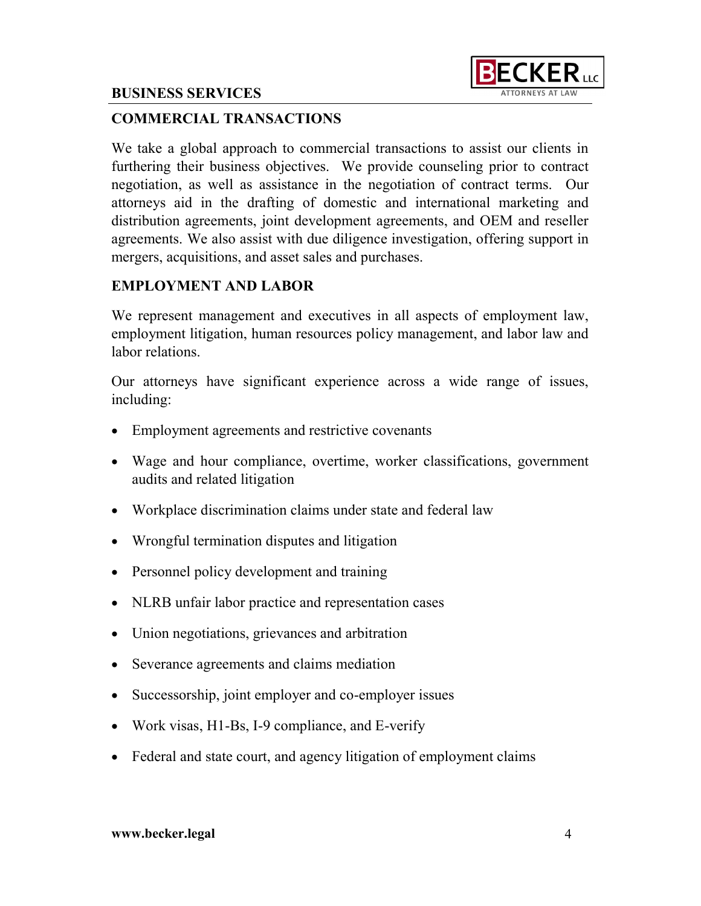## BUSINESS SERVICES

### COMMERCIAL TRANSACTIONS

We take a global approach to commercial transactions to assist our clients in furthering their business objectives. We provide counseling prior to contract negotiation, as well as assistance in the negotiation of contract terms. Our attorneys aid in the drafting of domestic and international marketing and distribution agreements, joint development agreements, and OEM and reseller agreements. We also assist with due diligence investigation, offering support in mergers, acquisitions, and asset sales and purchases.

### EMPLOYMENT AND LABOR

We represent management and executives in all aspects of employment law, employment litigation, human resources policy management, and labor law and labor relations.

Our attorneys have significant experience across a wide range of issues, including:

- Employment agreements and restrictive covenants
- Wage and hour compliance, overtime, worker classifications, government audits and related litigation
- Workplace discrimination claims under state and federal law
- Wrongful termination disputes and litigation
- Personnel policy development and training
- NLRB unfair labor practice and representation cases
- Union negotiations, grievances and arbitration
- Severance agreements and claims mediation
- Successorship, joint employer and co-employer issues
- Work visas, H1-Bs, I-9 compliance, and E-verify
- Federal and state court, and agency litigation of employment claims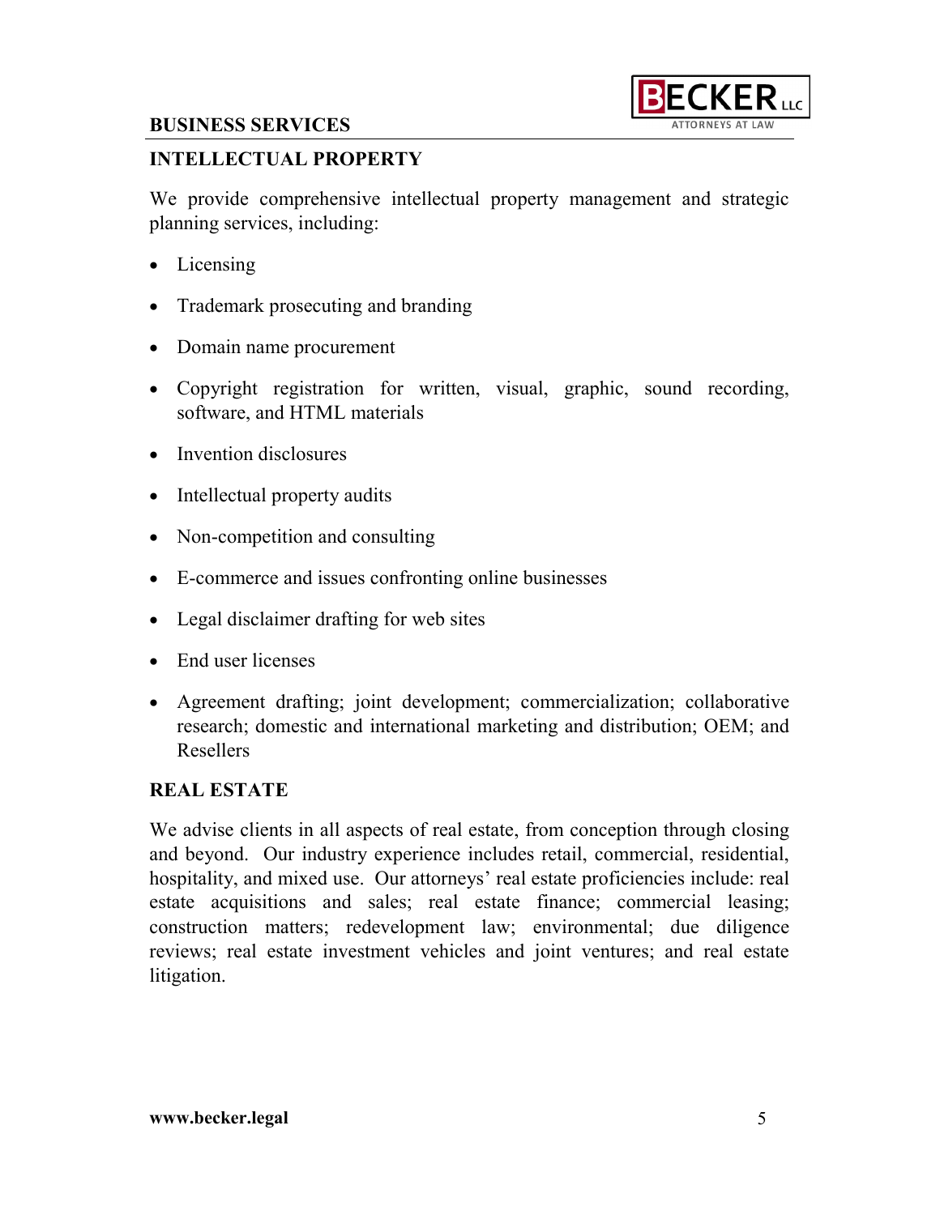## BUSINESS SERVICES

### INTELLECTUAL PROPERTY

We provide comprehensive intellectual property management and strategic planning services, including:

- Licensing
- Trademark prosecuting and branding
- Domain name procurement
- Copyright registration for written, visual, graphic, sound recording, software, and HTML materials
- Invention disclosures
- Intellectual property audits
- Non-competition and consulting
- E-commerce and issues confronting online businesses
- Legal disclaimer drafting for web sites
- End user licenses
- Agreement drafting; joint development; commercialization; collaborative research; domestic and international marketing and distribution; OEM; and Resellers

### REAL ESTATE

We advise clients in all aspects of real estate, from conception through closing and beyond. Our industry experience includes retail, commercial, residential, hospitality, and mixed use. Our attorneys' real estate proficiencies include: real estate acquisitions and sales; real estate finance; commercial leasing; construction matters; redevelopment law; environmental; due diligence reviews; real estate investment vehicles and joint ventures; and real estate litigation.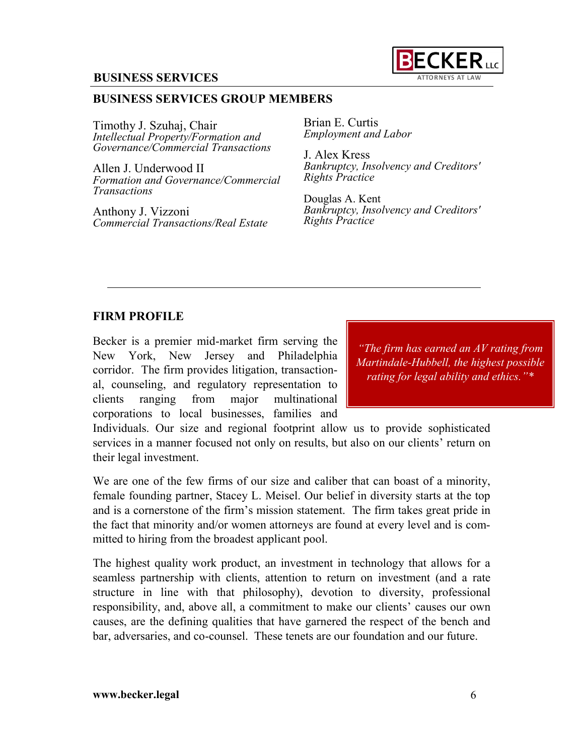## BUSINESS SERVICES

### BUSINESS SERVICES GROUP MEMBERS

Timothy J. Szuhaj, Chair
*Intellectual Property/Formation and Governance/Commercial Transactions*

Allen J. Underwood II
*Formation and Governance/Commercial Transactions*

Anthony J. Vizzoni
*Commercial Transactions/Real Estate*

Brian E. Curtis
*Employment and Labor*

J. Alex Kress
*Bankruptcy, Insolvency and Creditors' Rights Practice*

Douglas A. Kent
*Bankruptcy, Insolvency and Creditors' Rights Practice*

---

### FIRM PROFILE

*"The firm has earned an AV rating from Martindale-Hubbell, the highest possible rating for legal ability and ethics."**

Becker is a premier mid-market firm serving the New York, New Jersey and Philadelphia corridor. The firm provides litigation, transactional, counseling, and regulatory representation to clients ranging from major multinational corporations to local businesses, families and Individuals. Our size and regional footprint allow us to provide sophisticated services in a manner focused not only on results, but also on our clients' return on their legal investment.

We are one of the few firms of our size and caliber that can boast of a minority, female founding partner, Stacey L. Meisel. Our belief in diversity starts at the top and is a cornerstone of the firm's mission statement. The firm takes great pride in the fact that minority and/or women attorneys are found at every level and is committed to hiring from the broadest applicant pool.

The highest quality work product, an investment in technology that allows for a seamless partnership with clients, attention to return on investment (and a rate structure in line with that philosophy), devotion to diversity, professional responsibility, and, above all, a commitment to make our clients' causes our own causes, are the defining qualities that have garnered the respect of the bench and bar, adversaries, and co-counsel. These tenets are our foundation and our future.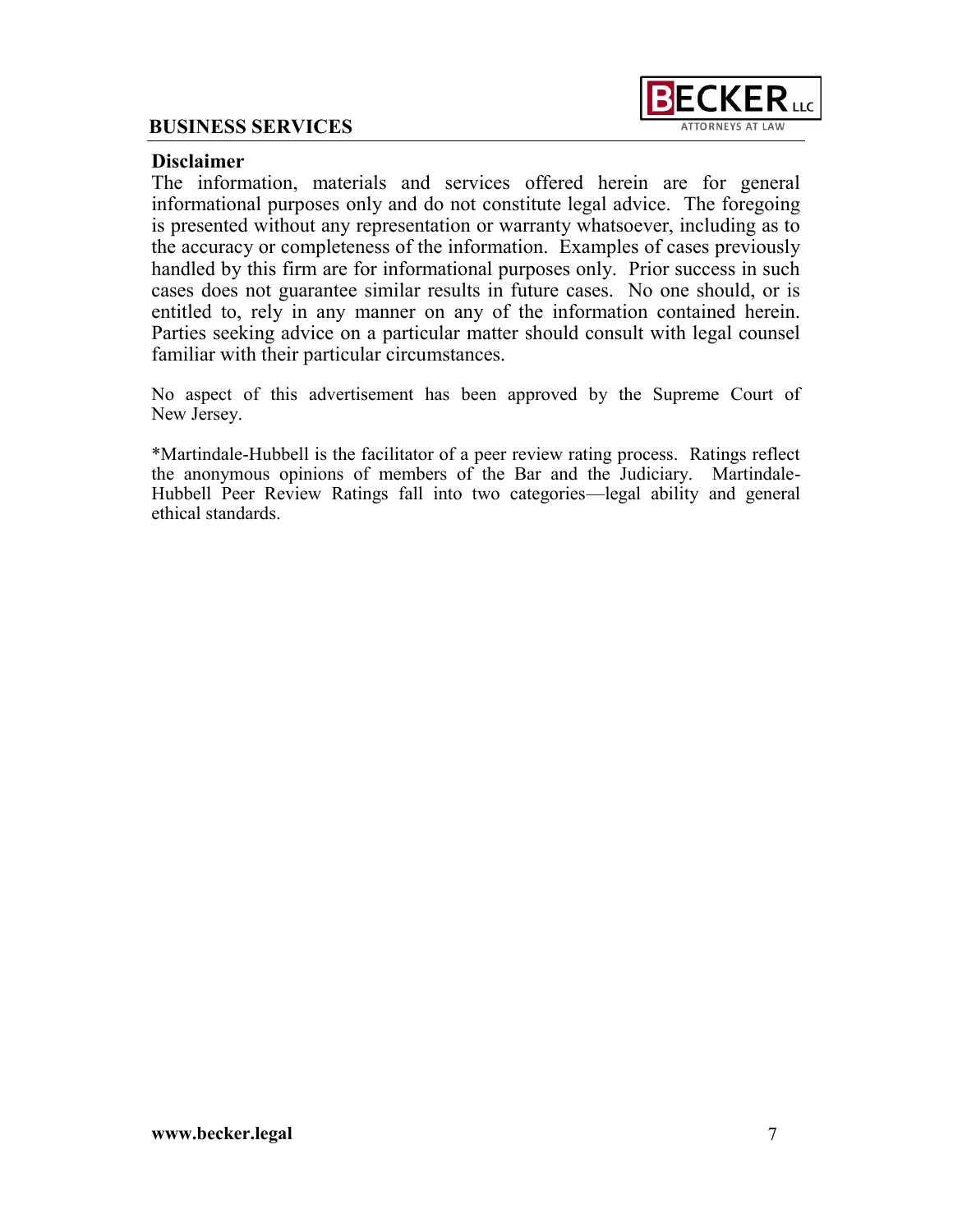## Disclaimer

The information, materials and services offered herein are for general informational purposes only and do not constitute legal advice. The foregoing is presented without any representation or warranty whatsoever, including as to the accuracy or completeness of the information. Examples of cases previously handled by this firm are for informational purposes only. Prior success in such cases does not guarantee similar results in future cases. No one should, or is entitled to, rely in any manner on any of the information contained herein. Parties seeking advice on a particular matter should consult with legal counsel familiar with their particular circumstances.

No aspect of this advertisement has been approved by the Supreme Court of New Jersey.

*Martindale-Hubbell is the facilitator of a peer review rating process. Ratings reflect the anonymous opinions of members of the Bar and the Judiciary. Martindale-Hubbell Peer Review Ratings fall into two categories—legal ability and general ethical standards.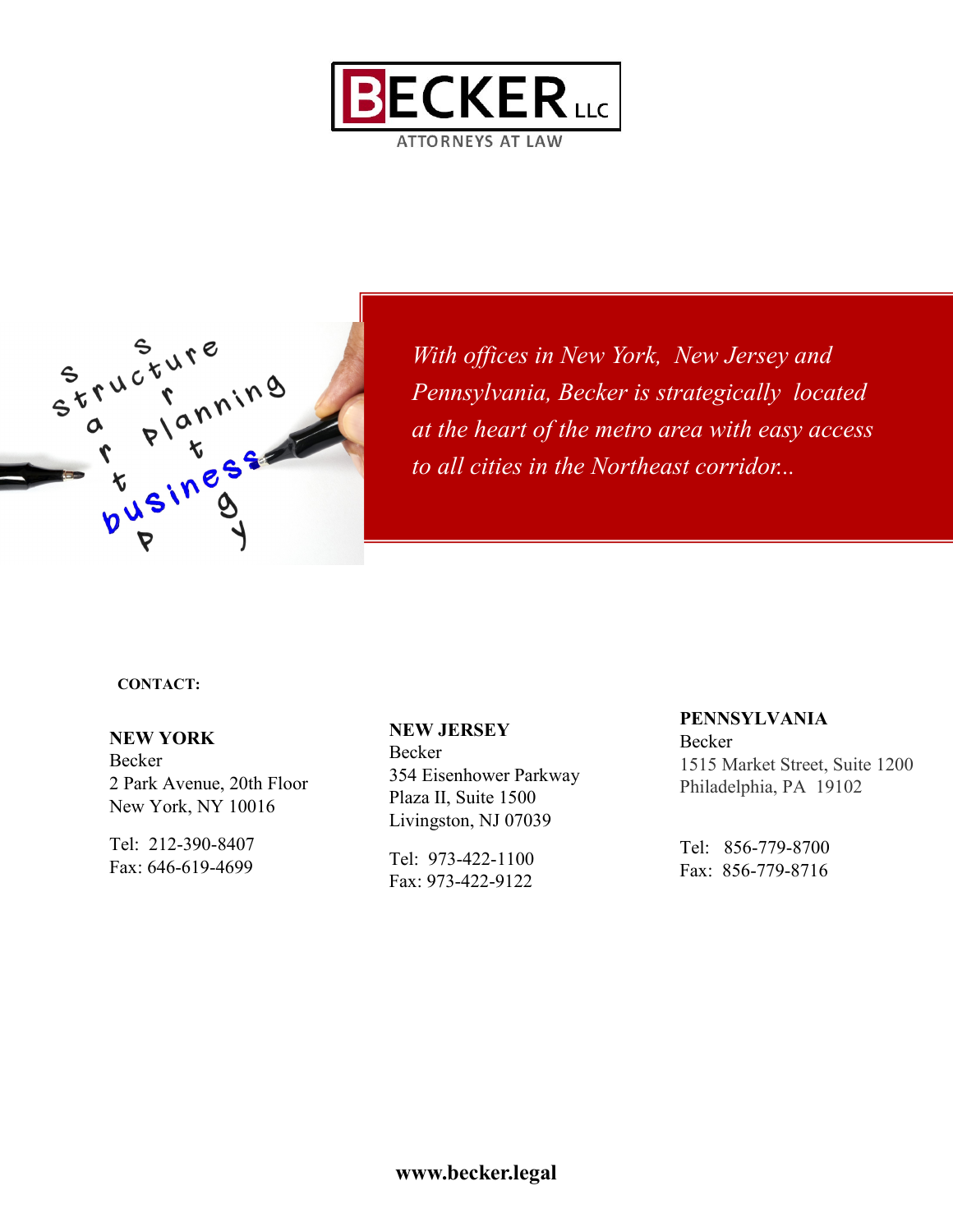BECKER LLC
ATTORNEYS AT LAW

*With offices in New York, New Jersey and Pennsylvania, Becker is strategically located at the heart of the metro area with easy access to all cities in the Northeast corridor...*

**CONTACT:**

**NEW YORK**
Becker
2 Park Avenue, 20th Floor
New York, NY 10016

Tel: 212-390-8407
Fax: 646-619-4699

**NEW JERSEY**
Becker
354 Eisenhower Parkway
Plaza II, Suite 1500
Livingston, NJ 07039

Tel: 973-422-1100
Fax: 973-422-9122

**PENNSYLVANIA**
Becker
1515 Market Street, Suite 1200
Philadelphia, PA 19102

Tel: 856-779-8700
Fax: 856-779-8716

**www.becker.legal**